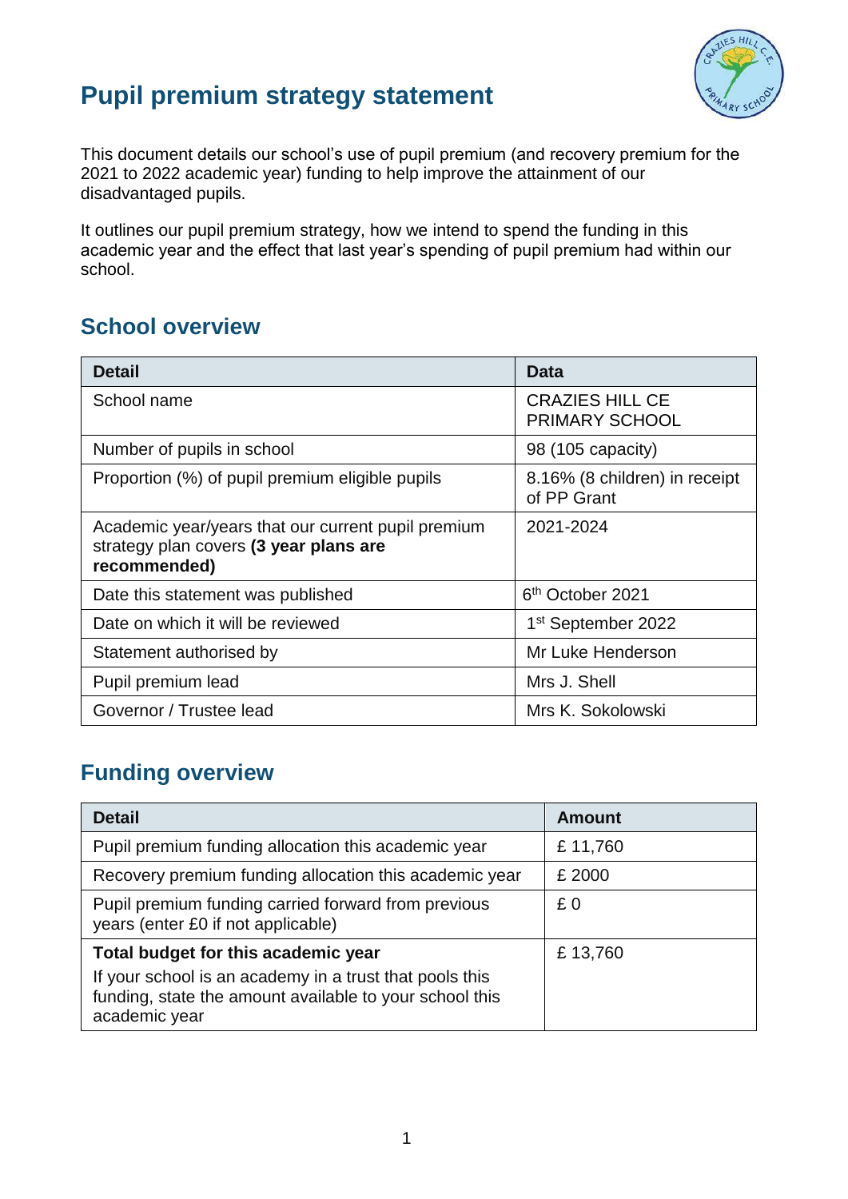# Pupil premium strategy statement

This document details our school's use of pupil premium (and recovery premium for the 2021 to 2022 academic year) funding to help improve the attainment of our disadvantaged pupils.

It outlines our pupil premium strategy, how we intend to spend the funding in this academic year and the effect that last year's spending of pupil premium had within our school.

## School overview

| Detail | Data |
| --- | --- |
| School name | CRAZIES HILL CE PRIMARY SCHOOL |
| Number of pupils in school | 98 (105 capacity) |
| Proportion (%) of pupil premium eligible pupils | 8.16% (8 children) in receipt of PP Grant |
| Academic year/years that our current pupil premium strategy plan covers **(3 year plans are recommended)** | 2021-2024 |
| Date this statement was published | 6th October 2021 |
| Date on which it will be reviewed | 1st September 2022 |
| Statement authorised by | Mr Luke Henderson |
| Pupil premium lead | Mrs J. Shell |
| Governor / Trustee lead | Mrs K. Sokolowski |

## Funding overview

| Detail | Amount |
| --- | --- |
| Pupil premium funding allocation this academic year | £ 11,760 |
| Recovery premium funding allocation this academic year | £ 2000 |
| Pupil premium funding carried forward from previous years (enter £0 if not applicable) | £ 0 |
| **Total budget for this academic year**<br>If your school is an academy in a trust that pools this funding, state the amount available to your school this academic year | £ 13,760 |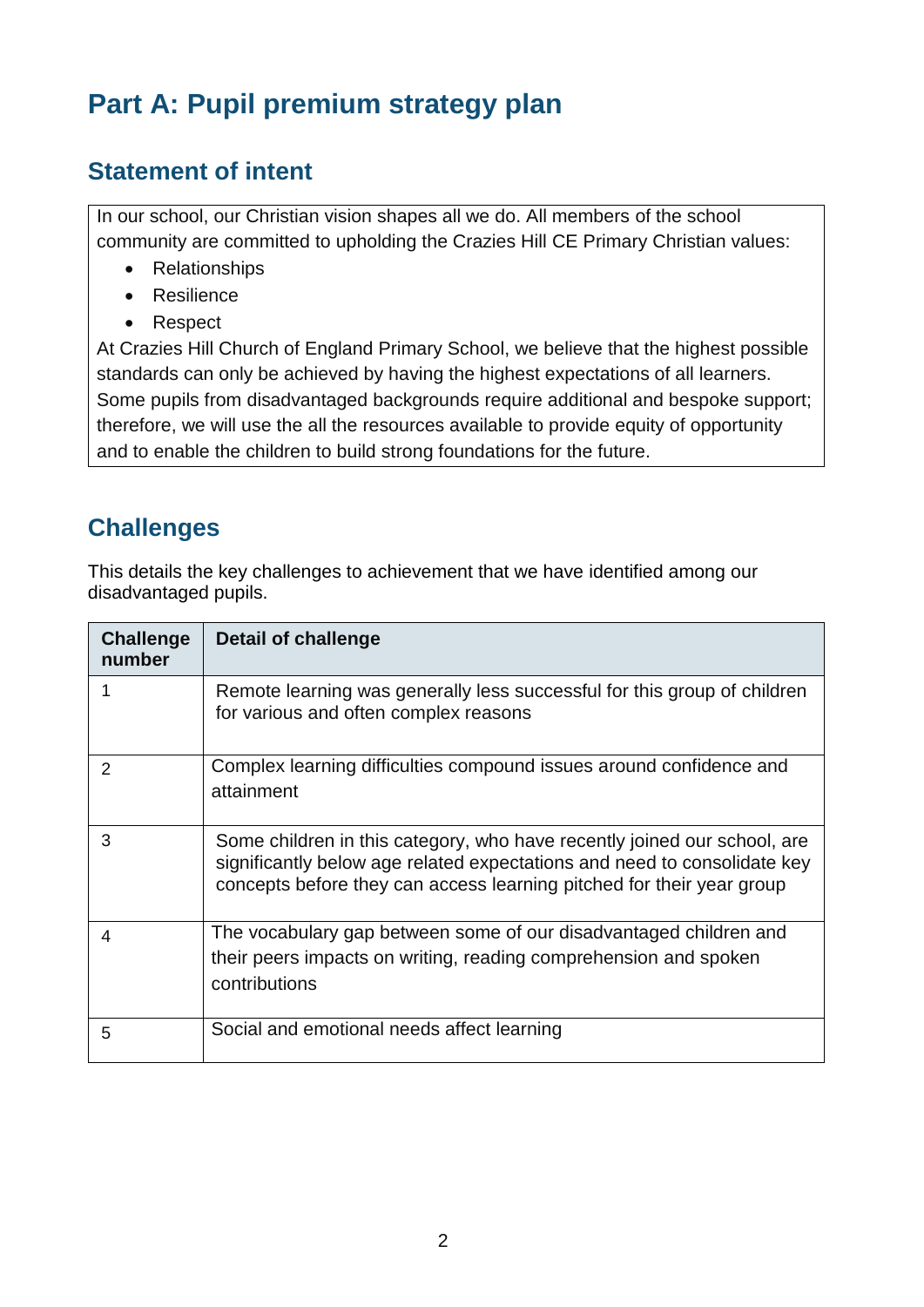# Part A: Pupil premium strategy plan

## Statement of intent

In our school, our Christian vision shapes all we do. All members of the school community are committed to upholding the Crazies Hill CE Primary Christian values:

- Relationships
- Resilience
- Respect

At Crazies Hill Church of England Primary School, we believe that the highest possible standards can only be achieved by having the highest expectations of all learners. Some pupils from disadvantaged backgrounds require additional and bespoke support; therefore, we will use the all the resources available to provide equity of opportunity and to enable the children to build strong foundations for the future.

## Challenges

This details the key challenges to achievement that we have identified among our disadvantaged pupils.

| Challenge number | Detail of challenge |
|---|---|
| 1 | Remote learning was generally less successful for this group of children for various and often complex reasons |
| 2 | Complex learning difficulties compound issues around confidence and attainment |
| 3 | Some children in this category, who have recently joined our school, are significantly below age related expectations and need to consolidate key concepts before they can access learning pitched for their year group |
| 4 | The vocabulary gap between some of our disadvantaged children and their peers impacts on writing, reading comprehension and spoken contributions |
| 5 | Social and emotional needs affect learning |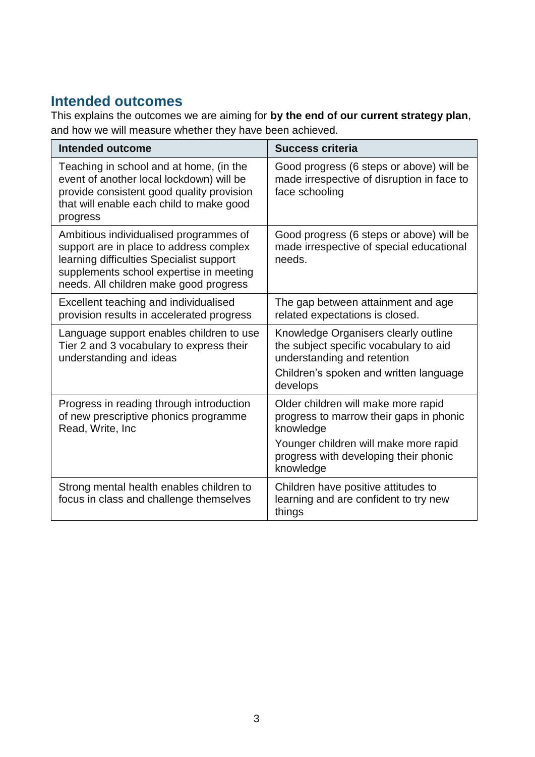## Intended outcomes

This explains the outcomes we are aiming for **by the end of our current strategy plan**, and how we will measure whether they have been achieved.

| Intended outcome | Success criteria |
| --- | --- |
| Teaching in school and at home, (in the event of another local lockdown) will be provide consistent good quality provision that will enable each child to make good progress | Good progress (6 steps or above) will be made irrespective of disruption in face to face schooling |
| Ambitious individualised programmes of support are in place to address complex learning difficulties Specialist support supplements school expertise in meeting needs. All children make good progress | Good progress (6 steps or above) will be made irrespective of special educational needs. |
| Excellent teaching and individualised provision results in accelerated progress | The gap between attainment and age related expectations is closed. |
| Language support enables children to use Tier 2 and 3 vocabulary to express their understanding and ideas | Knowledge Organisers clearly outline the subject specific vocabulary to aid understanding and retention<br>Children's spoken and written language develops |
| Progress in reading through introduction of new prescriptive phonics programme Read, Write, Inc | Older children will make more rapid progress to marrow their gaps in phonic knowledge<br>Younger children will make more rapid progress with developing their phonic knowledge |
| Strong mental health enables children to focus in class and challenge themselves | Children have positive attitudes to learning and are confident to try new things |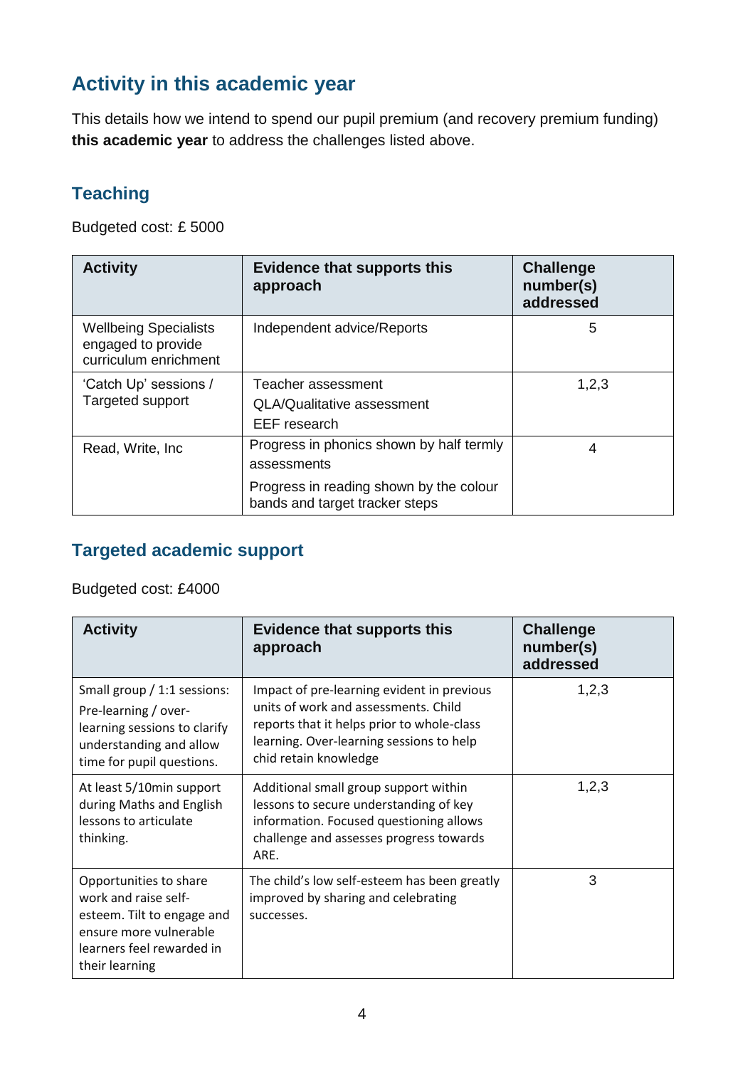## Activity in this academic year

This details how we intend to spend our pupil premium (and recovery premium funding) **this academic year** to address the challenges listed above.

### Teaching

Budgeted cost: £ 5000

| Activity | Evidence that supports this approach | Challenge number(s) addressed |
|---|---|---|
| Wellbeing Specialists engaged to provide curriculum enrichment | Independent advice/Reports | 5 |
| 'Catch Up' sessions / Targeted support | Teacher assessment<br>QLA/Qualitative assessment<br>EEF research | 1,2,3 |
| Read, Write, Inc | Progress in phonics shown by half termly assessments<br>Progress in reading shown by the colour bands and target tracker steps | 4 |

### Targeted academic support

Budgeted cost: £4000

| Activity | Evidence that supports this approach | Challenge number(s) addressed |
|---|---|---|
| Small group / 1:1 sessions: Pre-learning / over-learning sessions to clarify understanding and allow time for pupil questions. | Impact of pre-learning evident in previous units of work and assessments. Child reports that it helps prior to whole-class learning. Over-learning sessions to help chid retain knowledge | 1,2,3 |
| At least 5/10min support during Maths and English lessons to articulate thinking. | Additional small group support within lessons to secure understanding of key information. Focused questioning allows challenge and assesses progress towards ARE. | 1,2,3 |
| Opportunities to share work and raise self-esteem. Tilt to engage and ensure more vulnerable learners feel rewarded in their learning | The child's low self-esteem has been greatly improved by sharing and celebrating successes. | 3 |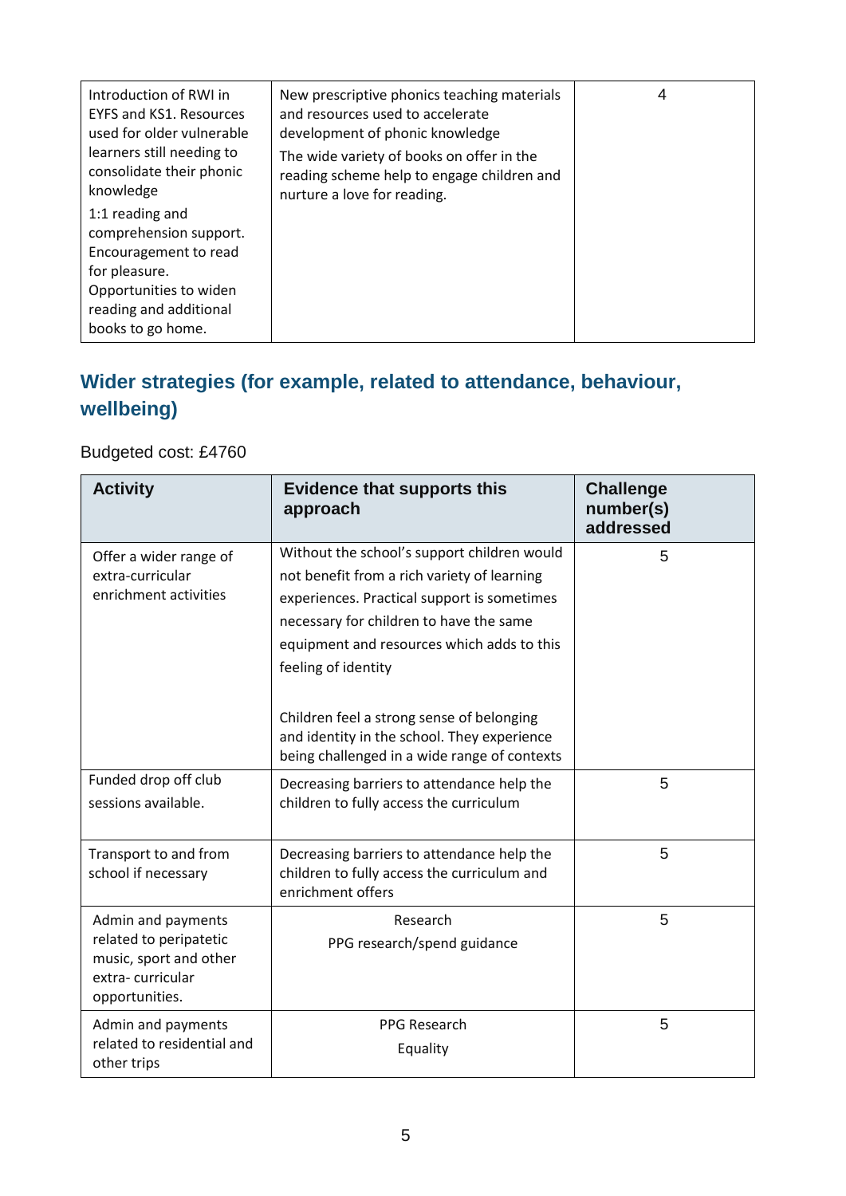| | | |
|---|---|---|
| Introduction of RWI in EYFS and KS1. Resources used for older vulnerable learners still needing to consolidate their phonic knowledge<br>1:1 reading and comprehension support. Encouragement to read for pleasure. Opportunities to widen reading and additional books to go home. | New prescriptive phonics teaching materials and resources used to accelerate development of phonic knowledge<br>The wide variety of books on offer in the reading scheme help to engage children and nurture a love for reading. | 4 |

## Wider strategies (for example, related to attendance, behaviour, wellbeing)

Budgeted cost: £4760

| Activity | Evidence that supports this approach | Challenge number(s) addressed |
|---|---|---|
| Offer a wider range of extra-curricular enrichment activities | Without the school's support children would not benefit from a rich variety of learning experiences. Practical support is sometimes necessary for children to have the same equipment and resources which adds to this feeling of identity<br><br>Children feel a strong sense of belonging and identity in the school. They experience being challenged in a wide range of contexts | 5 |
| Funded drop off club sessions available. | Decreasing barriers to attendance help the children to fully access the curriculum | 5 |
| Transport to and from school if necessary | Decreasing barriers to attendance help the children to fully access the curriculum and enrichment offers | 5 |
| Admin and payments related to peripatetic music, sport and other extra- curricular opportunities. | Research<br>PPG research/spend guidance | 5 |
| Admin and payments related to residential and other trips | PPG Research<br>Equality | 5 |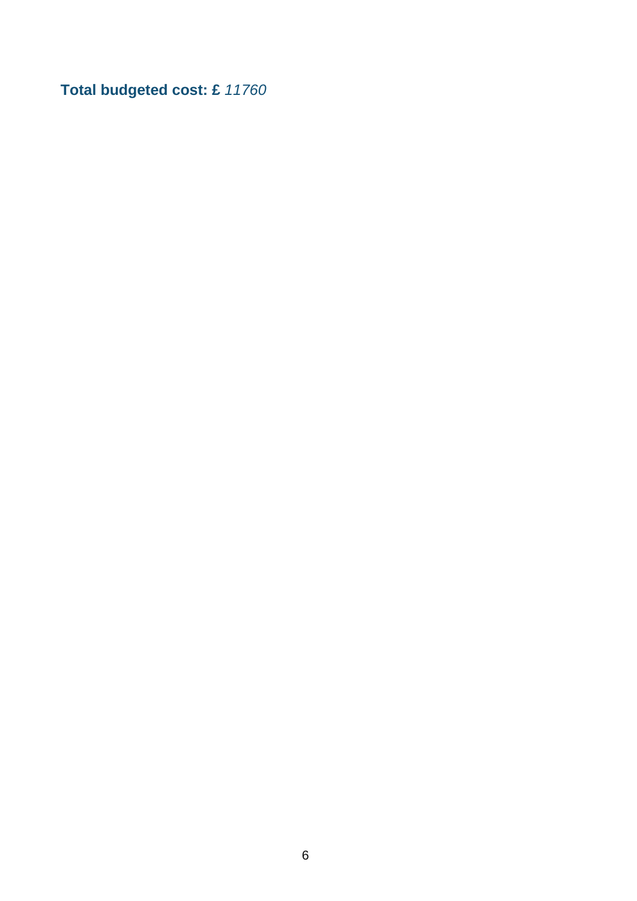**Total budgeted cost: £** *11760*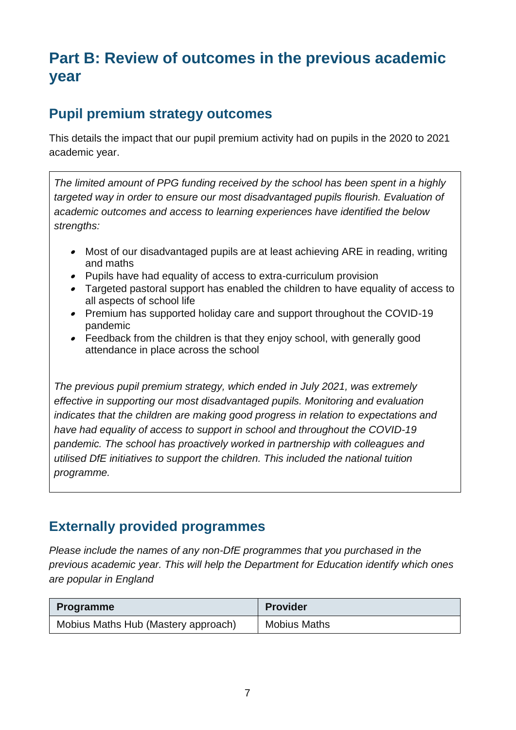# Part B: Review of outcomes in the previous academic year

## Pupil premium strategy outcomes

This details the impact that our pupil premium activity had on pupils in the 2020 to 2021 academic year.

*The limited amount of PPG funding received by the school has been spent in a highly targeted way in order to ensure our most disadvantaged pupils flourish. Evaluation of academic outcomes and access to learning experiences have identified the below strengths:*

- Most of our disadvantaged pupils are at least achieving ARE in reading, writing and maths
- Pupils have had equality of access to extra-curriculum provision
- Targeted pastoral support has enabled the children to have equality of access to all aspects of school life
- Premium has supported holiday care and support throughout the COVID-19 pandemic
- Feedback from the children is that they enjoy school, with generally good attendance in place across the school

*The previous pupil premium strategy, which ended in July 2021, was extremely effective in supporting our most disadvantaged pupils. Monitoring and evaluation indicates that the children are making good progress in relation to expectations and have had equality of access to support in school and throughout the COVID-19 pandemic. The school has proactively worked in partnership with colleagues and utilised DfE initiatives to support the children. This included the national tuition programme.*

## Externally provided programmes

*Please include the names of any non-DfE programmes that you purchased in the previous academic year. This will help the Department for Education identify which ones are popular in England*

| Programme | Provider |
| --- | --- |
| Mobius Maths Hub (Mastery approach) | Mobius Maths |